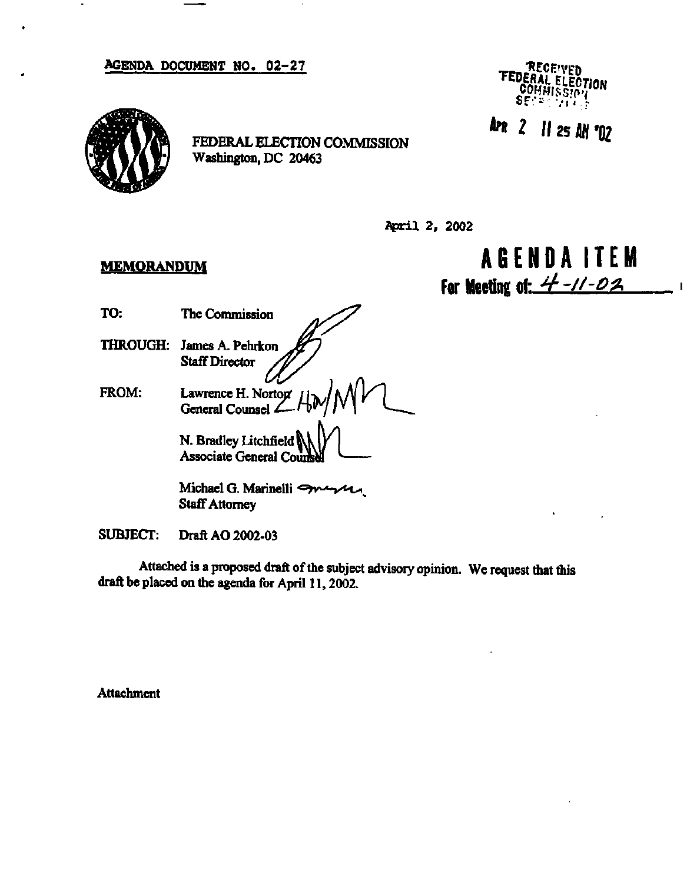AGENDA DOCUMENT NO. 02-27

RECEIVED
FEDERAL ELECTION
COMMISSION
SECRETARIAT

APR 2 11 25 AM '02

FEDERAL ELECTION COMMISSION
Washington, DC 20463

April 2, 2002

**AGENDA ITEM**
**For Meeting of: 4-11-02**

**MEMORANDUM**

TO: The Commission

THROUGH: James A. Pehrkon
Staff Director

FROM: Lawrence H. Norton
General Counsel

N. Bradley Litchfield
Associate General Counsel

Michael G. Marinelli
Staff Attorney

SUBJECT: Draft AO 2002-03

Attached is a proposed draft of the subject advisory opinion. We request that this draft be placed on the agenda for April 11, 2002.

Attachment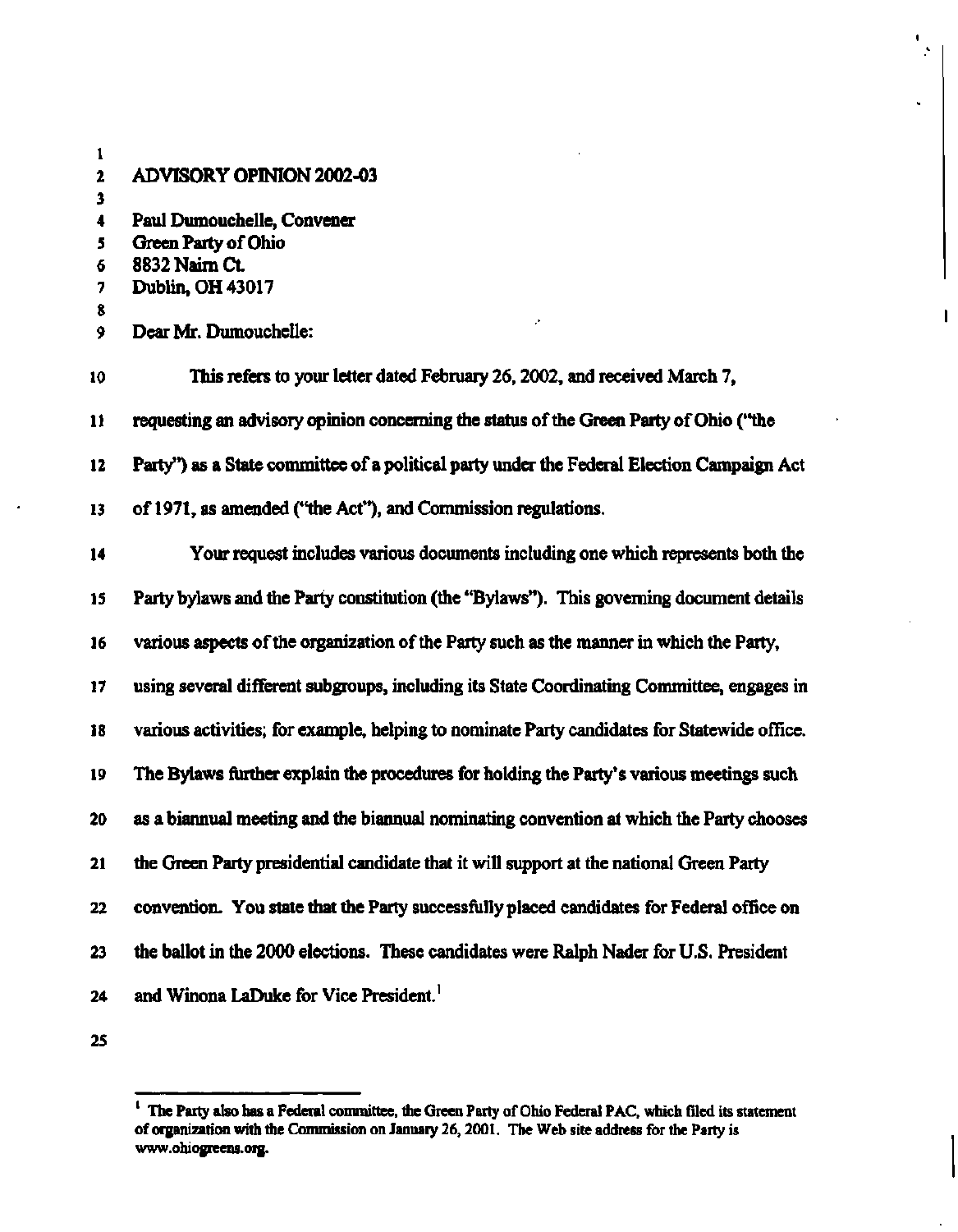ADVISORY OPINION 2002-03

Paul Dumouchelle, Convener
Green Party of Ohio
8832 Nairn Ct.
Dublin, OH 43017

Dear Mr. Dumouchelle:

This refers to your letter dated February 26, 2002, and received March 7, requesting an advisory opinion concerning the status of the Green Party of Ohio ("the Party") as a State committee of a political party under the Federal Election Campaign Act of 1971, as amended ("the Act"), and Commission regulations.

Your request includes various documents including one which represents both the Party bylaws and the Party constitution (the "Bylaws"). This governing document details various aspects of the organization of the Party such as the manner in which the Party, using several different subgroups, including its State Coordinating Committee, engages in various activities; for example, helping to nominate Party candidates for Statewide office. The Bylaws further explain the procedures for holding the Party's various meetings such as a biannual meeting and the biannual nominating convention at which the Party chooses the Green Party presidential candidate that it will support at the national Green Party convention. You state that the Party successfully placed candidates for Federal office on the ballot in the 2000 elections. These candidates were Ralph Nader for U.S. President and Winona LaDuke for Vice President.[1]

[1] The Party also has a Federal committee, the Green Party of Ohio Federal PAC, which filed its statement of organization with the Commission on January 26, 2001. The Web site address for the Party is www.ohiogreens.org.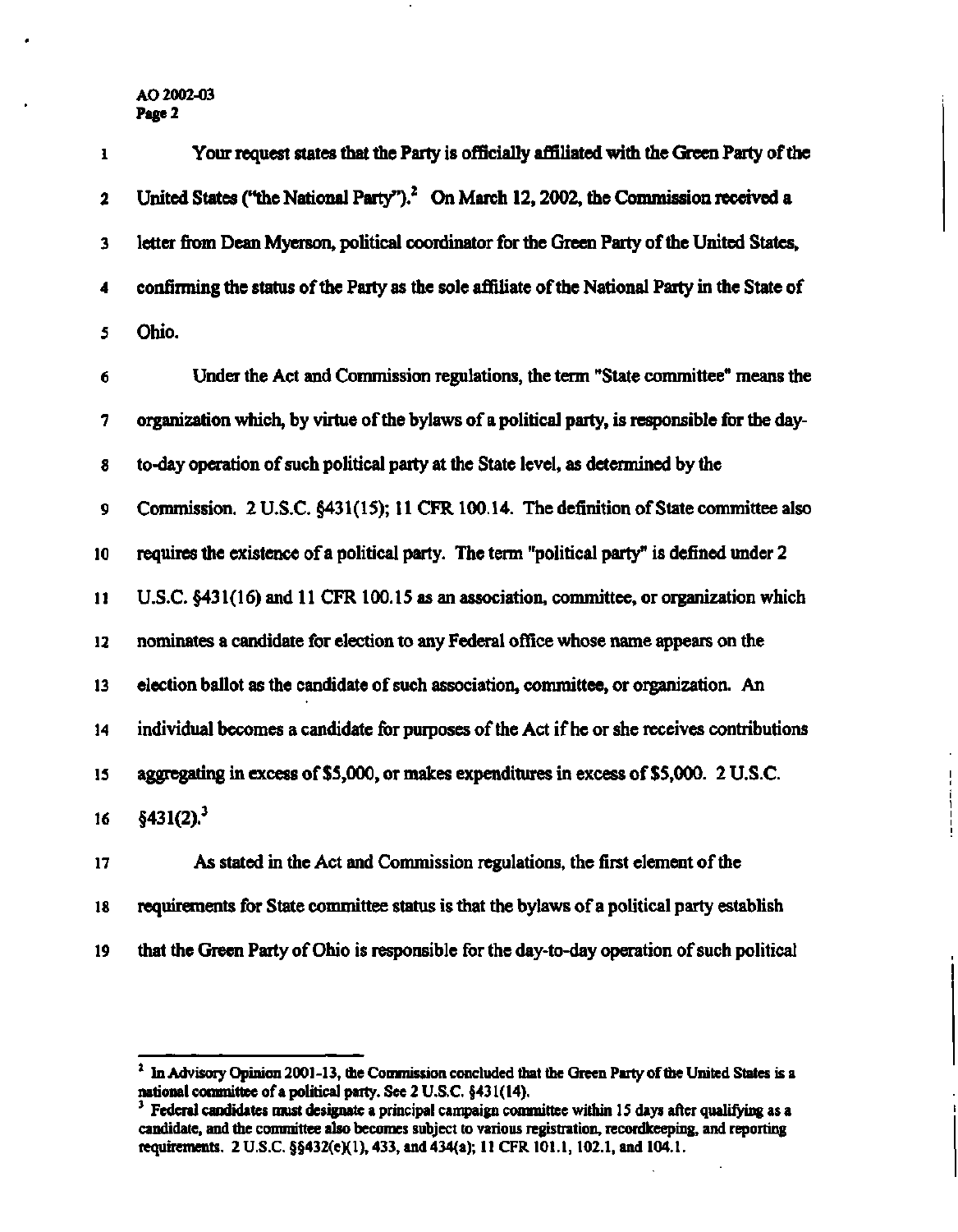Your request states that the Party is officially affiliated with the Green Party of the United States ("the National Party").[2] On March 12, 2002, the Commission received a letter from Dean Myerson, political coordinator for the Green Party of the United States, confirming the status of the Party as the sole affiliate of the National Party in the State of Ohio.

Under the Act and Commission regulations, the term "State committee" means the organization which, by virtue of the bylaws of a political party, is responsible for the day-to-day operation of such political party at the State level, as determined by the Commission. 2 U.S.C. §431(15); 11 CFR 100.14. The definition of State committee also requires the existence of a political party. The term "political party" is defined under 2 U.S.C. §431(16) and 11 CFR 100.15 as an association, committee, or organization which nominates a candidate for election to any Federal office whose name appears on the election ballot as the candidate of such association, committee, or organization. An individual becomes a candidate for purposes of the Act if he or she receives contributions aggregating in excess of $5,000, or makes expenditures in excess of $5,000. 2 U.S.C. §431(2).[3]

As stated in the Act and Commission regulations, the first element of the requirements for State committee status is that the bylaws of a political party establish that the Green Party of Ohio is responsible for the day-to-day operation of such political

---

[2] In Advisory Opinion 2001-13, the Commission concluded that the Green Party of the United States is a national committee of a political party. See 2 U.S.C. §431(14).

[3] Federal candidates must designate a principal campaign committee within 15 days after qualifying as a candidate, and the committee also becomes subject to various registration, recordkeeping, and reporting requirements. 2 U.S.C. §§432(e)(1), 433, and 434(a); 11 CFR 101.1, 102.1, and 104.1.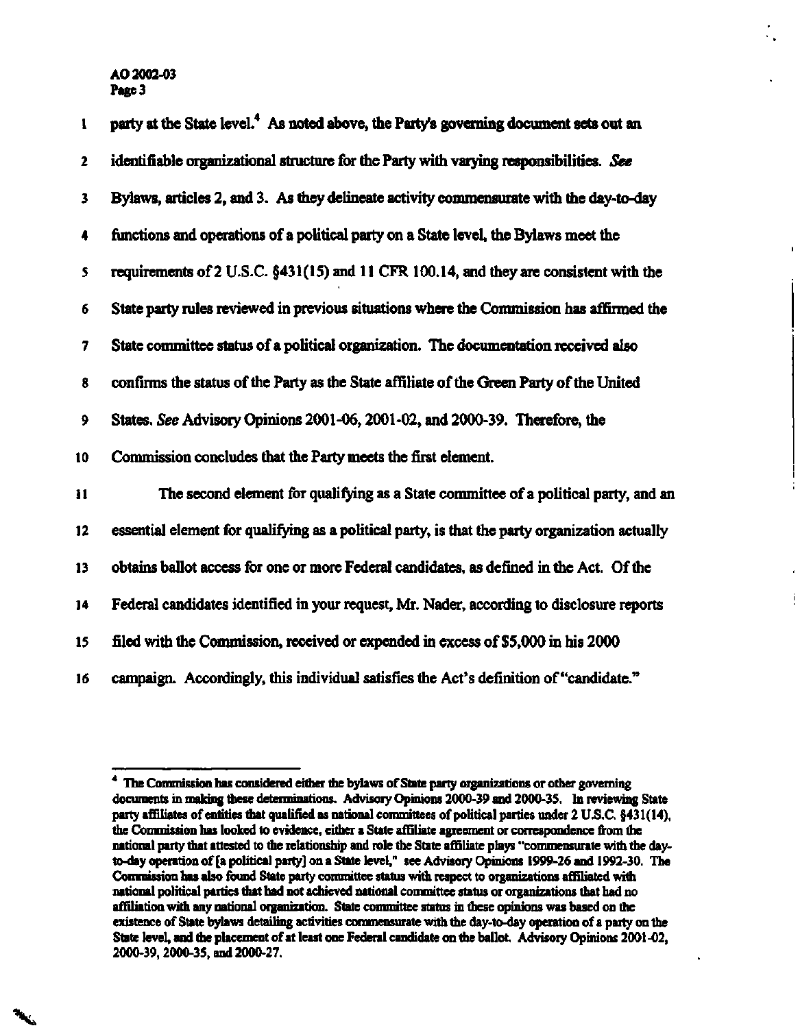party at the State level.[4] As noted above, the Party's governing document sets out an identifiable organizational structure for the Party with varying responsibilities. *See* Bylaws, articles 2, and 3. As they delineate activity commensurate with the day-to-day functions and operations of a political party on a State level, the Bylaws meet the requirements of 2 U.S.C. §431(15) and 11 CFR 100.14, and they are consistent with the State party rules reviewed in previous situations where the Commission has affirmed the State committee status of a political organization. The documentation received also confirms the status of the Party as the State affiliate of the Green Party of the United States. *See* Advisory Opinions 2001-06, 2001-02, and 2000-39. Therefore, the Commission concludes that the Party meets the first element.

The second element for qualifying as a State committee of a political party, and an essential element for qualifying as a political party, is that the party organization actually obtains ballot access for one or more Federal candidates, as defined in the Act. Of the Federal candidates identified in your request, Mr. Nader, according to disclosure reports filed with the Commission, received or expended in excess of $5,000 in his 2000 campaign. Accordingly, this individual satisfies the Act's definition of "candidate."

---

[4] The Commission has considered either the bylaws of State party organizations or other governing documents in making these determinations. Advisory Opinions 2000-39 and 2000-35. In reviewing State party affiliates of entities that qualified as national committees of political parties under 2 U.S.C. §431(14), the Commission has looked to evidence, either a State affiliate agreement or correspondence from the national party that attested to the relationship and role the State affiliate plays "commensurate with the day-to-day operation of [a political party] on a State level," see Advisory Opinions 1999-26 and 1992-30. The Commission has also found State party committee status with respect to organizations affiliated with national political parties that had not achieved national committee status or organizations that had no affiliation with any national organization. State committee status in these opinions was based on the existence of State bylaws detailing activities commensurate with the day-to-day operation of a party on the State level, and the placement of at least one Federal candidate on the ballot. Advisory Opinions 2001-02, 2000-39, 2000-35, and 2000-27.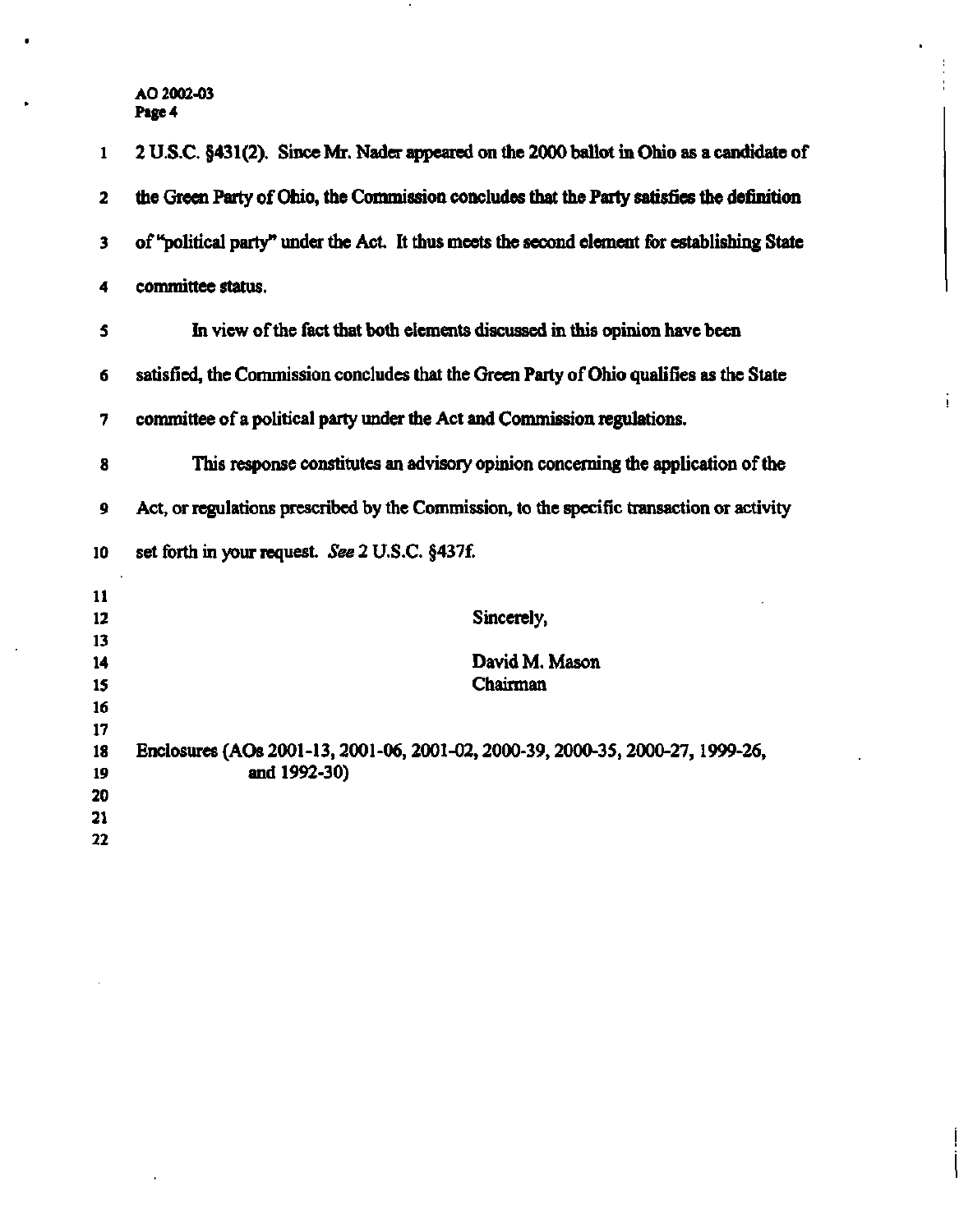2 U.S.C. §431(2). Since Mr. Nader appeared on the 2000 ballot in Ohio as a candidate of the Green Party of Ohio, the Commission concludes that the Party satisfies the definition of "political party" under the Act. It thus meets the second element for establishing State committee status.

In view of the fact that both elements discussed in this opinion have been satisfied, the Commission concludes that the Green Party of Ohio qualifies as the State committee of a political party under the Act and Commission regulations.

This response constitutes an advisory opinion concerning the application of the Act, or regulations prescribed by the Commission, to the specific transaction or activity set forth in your request. *See* 2 U.S.C. §437f.

Sincerely,

David M. Mason
Chairman

Enclosures (AOs 2001-13, 2001-06, 2001-02, 2000-39, 2000-35, 2000-27, 1999-26, and 1992-30)